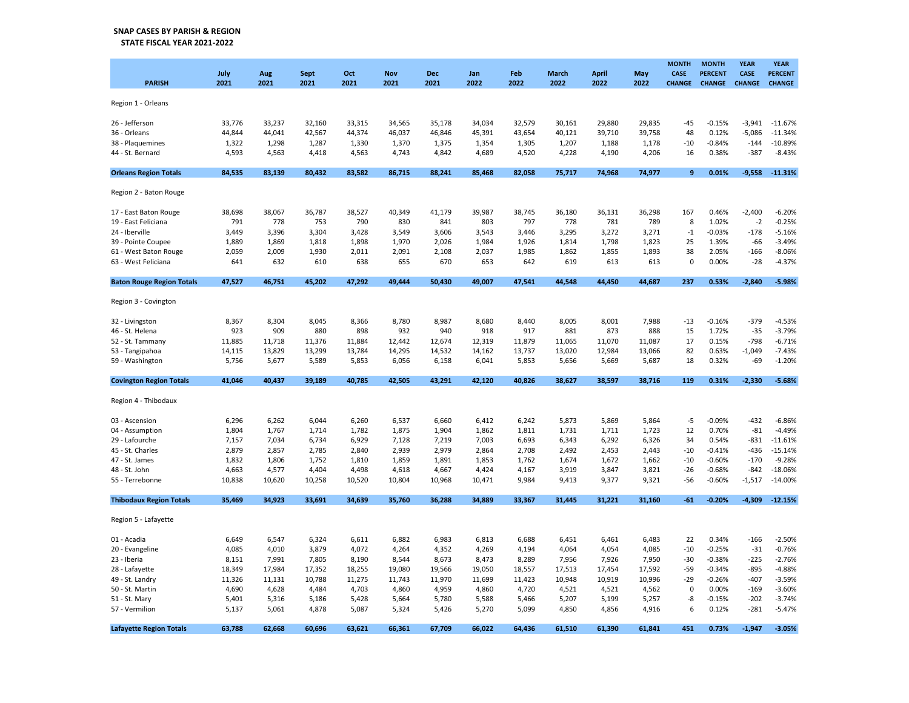**SNAP CASES BY PARISH & REGION**
**STATE FISCAL YEAR 2021-2022**

| PARISH | July 2021 | Aug 2021 | Sept 2021 | Oct 2021 | Nov 2021 | Dec 2021 | Jan 2022 | Feb 2022 | March 2022 | April 2022 | May 2022 | MONTH CASE CHANGE | MONTH PERCENT CHANGE | YEAR CASE CHANGE | YEAR PERCENT CHANGE |
|---|---|---|---|---|---|---|---|---|---|---|---|---|---|---|---|
| Region 1 - Orleans | | | | | | | | | | | | | | | |
| 26 - Jefferson | 33,776 | 33,237 | 32,160 | 33,315 | 34,565 | 35,178 | 34,034 | 32,579 | 30,161 | 29,880 | 29,835 | -45 | -0.15% | -3,941 | -11.67% |
| 36 - Orleans | 44,844 | 44,041 | 42,567 | 44,374 | 46,037 | 46,846 | 45,391 | 43,654 | 40,121 | 39,710 | 39,758 | 48 | 0.12% | -5,086 | -11.34% |
| 38 - Plaquemines | 1,322 | 1,298 | 1,287 | 1,330 | 1,370 | 1,375 | 1,354 | 1,305 | 1,207 | 1,188 | 1,178 | -10 | -0.84% | -144 | -10.89% |
| 44 - St. Bernard | 4,593 | 4,563 | 4,418 | 4,563 | 4,743 | 4,842 | 4,689 | 4,520 | 4,228 | 4,190 | 4,206 | 16 | 0.38% | -387 | -8.43% |
| **Orleans Region Totals** | **84,535** | **83,139** | **80,432** | **83,582** | **86,715** | **88,241** | **85,468** | **82,058** | **75,717** | **74,968** | **74,977** | **9** | **0.01%** | **-9,558** | **-11.31%** |
| Region 2 - Baton Rouge | | | | | | | | | | | | | | | |
| 17 - East Baton Rouge | 38,698 | 38,067 | 36,787 | 38,527 | 40,349 | 41,179 | 39,987 | 38,745 | 36,180 | 36,131 | 36,298 | 167 | 0.46% | -2,400 | -6.20% |
| 19 - East Feliciana | 791 | 778 | 753 | 790 | 830 | 841 | 803 | 797 | 778 | 781 | 789 | 8 | 1.02% | -2 | -0.25% |
| 24 - Iberville | 3,449 | 3,396 | 3,304 | 3,428 | 3,549 | 3,606 | 3,543 | 3,446 | 3,295 | 3,272 | 3,271 | -1 | -0.03% | -178 | -5.16% |
| 39 - Pointe Coupee | 1,889 | 1,869 | 1,818 | 1,898 | 1,970 | 2,026 | 1,984 | 1,926 | 1,814 | 1,798 | 1,823 | 25 | 1.39% | -66 | -3.49% |
| 61 - West Baton Rouge | 2,059 | 2,009 | 1,930 | 2,011 | 2,091 | 2,108 | 2,037 | 1,985 | 1,862 | 1,855 | 1,893 | 38 | 2.05% | -166 | -8.06% |
| 63 - West Feliciana | 641 | 632 | 610 | 638 | 655 | 670 | 653 | 642 | 619 | 613 | 613 | 0 | 0.00% | -28 | -4.37% |
| **Baton Rouge Region Totals** | **47,527** | **46,751** | **45,202** | **47,292** | **49,444** | **50,430** | **49,007** | **47,541** | **44,548** | **44,450** | **44,687** | **237** | **0.53%** | **-2,840** | **-5.98%** |
| Region 3 - Covington | | | | | | | | | | | | | | | |
| 32 - Livingston | 8,367 | 8,304 | 8,045 | 8,366 | 8,780 | 8,987 | 8,680 | 8,440 | 8,005 | 8,001 | 7,988 | -13 | -0.16% | -379 | -4.53% |
| 46 - St. Helena | 923 | 909 | 880 | 898 | 932 | 940 | 918 | 917 | 881 | 873 | 888 | 15 | 1.72% | -35 | -3.79% |
| 52 - St. Tammany | 11,885 | 11,718 | 11,376 | 11,884 | 12,442 | 12,674 | 12,319 | 11,879 | 11,065 | 11,070 | 11,087 | 17 | 0.15% | -798 | -6.71% |
| 53 - Tangipahoa | 14,115 | 13,829 | 13,299 | 13,784 | 14,295 | 14,532 | 14,162 | 13,737 | 13,020 | 12,984 | 13,066 | 82 | 0.63% | -1,049 | -7.43% |
| 59 - Washington | 5,756 | 5,677 | 5,589 | 5,853 | 6,056 | 6,158 | 6,041 | 5,853 | 5,656 | 5,669 | 5,687 | 18 | 0.32% | -69 | -1.20% |
| **Covington Region Totals** | **41,046** | **40,437** | **39,189** | **40,785** | **42,505** | **43,291** | **42,120** | **40,826** | **38,627** | **38,597** | **38,716** | **119** | **0.31%** | **-2,330** | **-5.68%** |
| Region 4 - Thibodaux | | | | | | | | | | | | | | | |
| 03 - Ascension | 6,296 | 6,262 | 6,044 | 6,260 | 6,537 | 6,660 | 6,412 | 6,242 | 5,873 | 5,869 | 5,864 | -5 | -0.09% | -432 | -6.86% |
| 04 - Assumption | 1,804 | 1,767 | 1,714 | 1,782 | 1,875 | 1,904 | 1,862 | 1,811 | 1,731 | 1,711 | 1,723 | 12 | 0.70% | -81 | -4.49% |
| 29 - Lafourche | 7,157 | 7,034 | 6,734 | 6,929 | 7,128 | 7,219 | 7,003 | 6,693 | 6,343 | 6,292 | 6,326 | 34 | 0.54% | -831 | -11.61% |
| 45 - St. Charles | 2,879 | 2,857 | 2,785 | 2,840 | 2,939 | 2,979 | 2,864 | 2,708 | 2,492 | 2,453 | 2,443 | -10 | -0.41% | -436 | -15.14% |
| 47 - St. James | 1,832 | 1,806 | 1,752 | 1,810 | 1,859 | 1,891 | 1,853 | 1,762 | 1,674 | 1,672 | 1,662 | -10 | -0.60% | -170 | -9.28% |
| 48 - St. John | 4,663 | 4,577 | 4,404 | 4,498 | 4,618 | 4,667 | 4,424 | 4,167 | 3,919 | 3,847 | 3,821 | -26 | -0.68% | -842 | -18.06% |
| 55 - Terrebonne | 10,838 | 10,620 | 10,258 | 10,520 | 10,804 | 10,968 | 10,471 | 9,984 | 9,413 | 9,377 | 9,321 | -56 | -0.60% | -1,517 | -14.00% |
| **Thibodaux Region Totals** | **35,469** | **34,923** | **33,691** | **34,639** | **35,760** | **36,288** | **34,889** | **33,367** | **31,445** | **31,221** | **31,160** | **-61** | **-0.20%** | **-4,309** | **-12.15%** |
| Region 5 - Lafayette | | | | | | | | | | | | | | | |
| 01 - Acadia | 6,649 | 6,547 | 6,324 | 6,611 | 6,882 | 6,983 | 6,813 | 6,688 | 6,451 | 6,461 | 6,483 | 22 | 0.34% | -166 | -2.50% |
| 20 - Evangeline | 4,085 | 4,010 | 3,879 | 4,072 | 4,264 | 4,352 | 4,269 | 4,194 | 4,064 | 4,054 | 4,085 | -10 | -0.25% | -31 | -0.76% |
| 23 - Iberia | 8,151 | 7,991 | 7,805 | 8,190 | 8,544 | 8,673 | 8,473 | 8,289 | 7,956 | 7,926 | 7,950 | -30 | -0.38% | -225 | -2.76% |
| 28 - Lafayette | 18,349 | 17,984 | 17,352 | 18,255 | 19,080 | 19,566 | 19,050 | 18,557 | 17,513 | 17,454 | 17,592 | -59 | -0.34% | -895 | -4.88% |
| 49 - St. Landry | 11,326 | 11,131 | 10,788 | 11,275 | 11,743 | 11,970 | 11,699 | 11,423 | 10,948 | 10,919 | 10,996 | -29 | -0.26% | -407 | -3.59% |
| 50 - St. Martin | 4,690 | 4,628 | 4,484 | 4,703 | 4,860 | 4,959 | 4,860 | 4,720 | 4,521 | 4,521 | 4,562 | 0 | 0.00% | -169 | -3.60% |
| 51 - St. Mary | 5,401 | 5,316 | 5,186 | 5,428 | 5,664 | 5,780 | 5,588 | 5,466 | 5,207 | 5,199 | 5,257 | -8 | -0.15% | -202 | -3.74% |
| 57 - Vermilion | 5,137 | 5,061 | 4,878 | 5,087 | 5,324 | 5,426 | 5,270 | 5,099 | 4,850 | 4,856 | 4,916 | 6 | 0.12% | -281 | -5.47% |
| **Lafayette Region Totals** | **63,788** | **62,668** | **60,696** | **63,621** | **66,361** | **67,709** | **66,022** | **64,436** | **61,510** | **61,390** | **61,841** | **451** | **0.73%** | **-1,947** | **-3.05%** |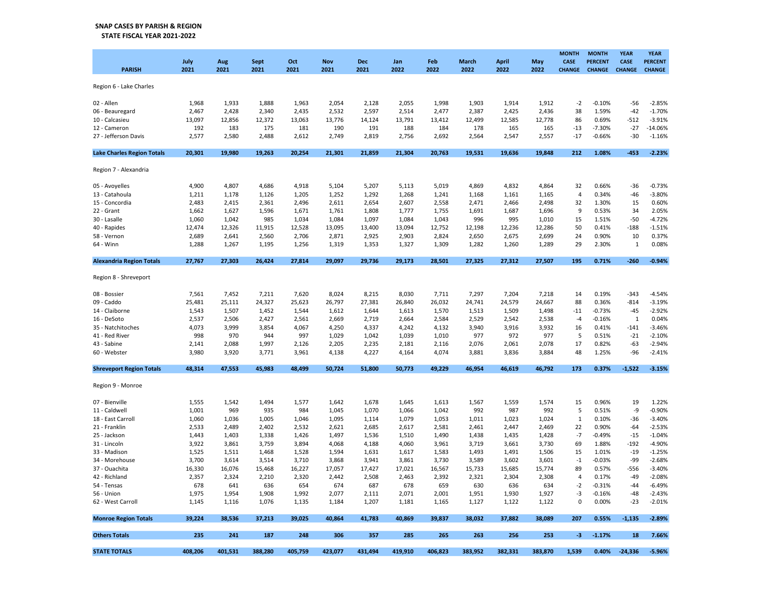**SNAP CASES BY PARISH & REGION**
**STATE FISCAL YEAR 2021-2022**

| PARISH | July 2021 | Aug 2021 | Sept 2021 | Oct 2021 | Nov 2021 | Dec 2021 | Jan 2022 | Feb 2022 | March 2022 | April 2022 | May 2022 | MONTH CASE CHANGE | MONTH PERCENT CHANGE | YEAR CASE CHANGE | YEAR PERCENT CHANGE |
|---|---|---|---|---|---|---|---|---|---|---|---|---|---|---|---|
| Region 6 - Lake Charles | | | | | | | | | | | | | | | |
| 02 - Allen | 1,968 | 1,933 | 1,888 | 1,963 | 2,054 | 2,128 | 2,055 | 1,998 | 1,903 | 1,914 | 1,912 | -2 | -0.10% | -56 | -2.85% |
| 06 - Beauregard | 2,467 | 2,428 | 2,340 | 2,435 | 2,532 | 2,597 | 2,514 | 2,477 | 2,387 | 2,425 | 2,436 | 38 | 1.59% | -42 | -1.70% |
| 10 - Calcasieu | 13,097 | 12,856 | 12,372 | 13,063 | 13,776 | 14,124 | 13,791 | 13,412 | 12,499 | 12,585 | 12,778 | 86 | 0.69% | -512 | -3.91% |
| 12 - Cameron | 192 | 183 | 175 | 181 | 190 | 191 | 188 | 184 | 178 | 165 | 165 | -13 | -7.30% | -27 | -14.06% |
| 27 - Jefferson Davis | 2,577 | 2,580 | 2,488 | 2,612 | 2,749 | 2,819 | 2,756 | 2,692 | 2,564 | 2,547 | 2,557 | -17 | -0.66% | -30 | -1.16% |
| **Lake Charles Region Totals** | **20,301** | **19,980** | **19,263** | **20,254** | **21,301** | **21,859** | **21,304** | **20,763** | **19,531** | **19,636** | **19,848** | **212** | **1.08%** | **-453** | **-2.23%** |
| Region 7 - Alexandria | | | | | | | | | | | | | | | |
| 05 - Avoyelles | 4,900 | 4,807 | 4,686 | 4,918 | 5,104 | 5,207 | 5,113 | 5,019 | 4,869 | 4,832 | 4,864 | 32 | 0.66% | -36 | -0.73% |
| 13 - Catahoula | 1,211 | 1,178 | 1,126 | 1,205 | 1,252 | 1,292 | 1,268 | 1,241 | 1,168 | 1,161 | 1,165 | 4 | 0.34% | -46 | -3.80% |
| 15 - Concordia | 2,483 | 2,415 | 2,361 | 2,496 | 2,611 | 2,654 | 2,607 | 2,558 | 2,471 | 2,466 | 2,498 | 32 | 1.30% | 15 | 0.60% |
| 22 - Grant | 1,662 | 1,627 | 1,596 | 1,671 | 1,761 | 1,808 | 1,777 | 1,755 | 1,691 | 1,687 | 1,696 | 9 | 0.53% | 34 | 2.05% |
| 30 - Lasalle | 1,060 | 1,042 | 985 | 1,034 | 1,084 | 1,097 | 1,084 | 1,043 | 996 | 995 | 1,010 | 15 | 1.51% | -50 | -4.72% |
| 40 - Rapides | 12,474 | 12,326 | 11,915 | 12,528 | 13,095 | 13,400 | 13,094 | 12,752 | 12,198 | 12,236 | 12,286 | 50 | 0.41% | -188 | -1.51% |
| 58 - Vernon | 2,689 | 2,641 | 2,560 | 2,706 | 2,871 | 2,925 | 2,903 | 2,824 | 2,650 | 2,675 | 2,699 | 24 | 0.90% | 10 | 0.37% |
| 64 - Winn | 1,288 | 1,267 | 1,195 | 1,256 | 1,319 | 1,353 | 1,327 | 1,309 | 1,282 | 1,260 | 1,289 | 29 | 2.30% | 1 | 0.08% |
| **Alexandria Region Totals** | **27,767** | **27,303** | **26,424** | **27,814** | **29,097** | **29,736** | **29,173** | **28,501** | **27,325** | **27,312** | **27,507** | **195** | **0.71%** | **-260** | **-0.94%** |
| Region 8 - Shreveport | | | | | | | | | | | | | | | |
| 08 - Bossier | 7,561 | 7,452 | 7,211 | 7,620 | 8,024 | 8,215 | 8,030 | 7,711 | 7,297 | 7,204 | 7,218 | 14 | 0.19% | -343 | -4.54% |
| 09 - Caddo | 25,481 | 25,111 | 24,327 | 25,623 | 26,797 | 27,381 | 26,840 | 26,032 | 24,741 | 24,579 | 24,667 | 88 | 0.36% | -814 | -3.19% |
| 14 - Claiborne | 1,543 | 1,507 | 1,452 | 1,544 | 1,612 | 1,644 | 1,613 | 1,570 | 1,513 | 1,509 | 1,498 | -11 | -0.73% | -45 | -2.92% |
| 16 - DeSoto | 2,537 | 2,506 | 2,427 | 2,561 | 2,669 | 2,719 | 2,664 | 2,584 | 2,529 | 2,542 | 2,538 | -4 | -0.16% | 1 | 0.04% |
| 35 - Natchitoches | 4,073 | 3,999 | 3,854 | 4,067 | 4,250 | 4,337 | 4,242 | 4,132 | 3,940 | 3,916 | 3,932 | 16 | 0.41% | -141 | -3.46% |
| 41 - Red River | 998 | 970 | 944 | 997 | 1,029 | 1,042 | 1,039 | 1,010 | 977 | 972 | 977 | 5 | 0.51% | -21 | -2.10% |
| 43 - Sabine | 2,141 | 2,088 | 1,997 | 2,126 | 2,205 | 2,235 | 2,181 | 2,116 | 2,076 | 2,061 | 2,078 | 17 | 0.82% | -63 | -2.94% |
| 60 - Webster | 3,980 | 3,920 | 3,771 | 3,961 | 4,138 | 4,227 | 4,164 | 4,074 | 3,881 | 3,836 | 3,884 | 48 | 1.25% | -96 | -2.41% |
| **Shreveport Region Totals** | **48,314** | **47,553** | **45,983** | **48,499** | **50,724** | **51,800** | **50,773** | **49,229** | **46,954** | **46,619** | **46,792** | **173** | **0.37%** | **-1,522** | **-3.15%** |
| Region 9 - Monroe | | | | | | | | | | | | | | | |
| 07 - Bienville | 1,555 | 1,542 | 1,494 | 1,577 | 1,642 | 1,678 | 1,645 | 1,613 | 1,567 | 1,559 | 1,574 | 15 | 0.96% | 19 | 1.22% |
| 11 - Caldwell | 1,001 | 969 | 935 | 984 | 1,045 | 1,070 | 1,066 | 1,042 | 992 | 987 | 992 | 5 | 0.51% | -9 | -0.90% |
| 18 - East Carroll | 1,060 | 1,036 | 1,005 | 1,046 | 1,095 | 1,114 | 1,079 | 1,053 | 1,011 | 1,023 | 1,024 | 1 | 0.10% | -36 | -3.40% |
| 21 - Franklin | 2,533 | 2,489 | 2,402 | 2,532 | 2,621 | 2,685 | 2,617 | 2,581 | 2,461 | 2,447 | 2,469 | 22 | 0.90% | -64 | -2.53% |
| 25 - Jackson | 1,443 | 1,403 | 1,338 | 1,426 | 1,497 | 1,536 | 1,510 | 1,490 | 1,438 | 1,435 | 1,428 | -7 | -0.49% | -15 | -1.04% |
| 31 - Lincoln | 3,922 | 3,861 | 3,759 | 3,894 | 4,068 | 4,188 | 4,060 | 3,961 | 3,719 | 3,661 | 3,730 | 69 | 1.88% | -192 | -4.90% |
| 33 - Madison | 1,525 | 1,511 | 1,468 | 1,528 | 1,594 | 1,631 | 1,617 | 1,583 | 1,493 | 1,491 | 1,506 | 15 | 1.01% | -19 | -1.25% |
| 34 - Morehouse | 3,700 | 3,614 | 3,514 | 3,710 | 3,868 | 3,941 | 3,861 | 3,730 | 3,589 | 3,602 | 3,601 | -1 | -0.03% | -99 | -2.68% |
| 37 - Ouachita | 16,330 | 16,076 | 15,468 | 16,227 | 17,057 | 17,427 | 17,021 | 16,567 | 15,733 | 15,685 | 15,774 | 89 | 0.57% | -556 | -3.40% |
| 42 - Richland | 2,357 | 2,324 | 2,210 | 2,320 | 2,442 | 2,508 | 2,463 | 2,392 | 2,321 | 2,304 | 2,308 | 4 | 0.17% | -49 | -2.08% |
| 54 - Tensas | 678 | 641 | 636 | 654 | 674 | 687 | 678 | 659 | 630 | 636 | 634 | -2 | -0.31% | -44 | -6.49% |
| 56 - Union | 1,975 | 1,954 | 1,908 | 1,992 | 2,077 | 2,111 | 2,071 | 2,001 | 1,951 | 1,930 | 1,927 | -3 | -0.16% | -48 | -2.43% |
| 62 - West Carroll | 1,145 | 1,116 | 1,076 | 1,135 | 1,184 | 1,207 | 1,181 | 1,165 | 1,127 | 1,122 | 1,122 | 0 | 0.00% | -23 | -2.01% |
| **Monroe Region Totals** | **39,224** | **38,536** | **37,213** | **39,025** | **40,864** | **41,783** | **40,869** | **39,837** | **38,032** | **37,882** | **38,089** | **207** | **0.55%** | **-1,135** | **-2.89%** |
| **Others Totals** | **235** | **241** | **187** | **248** | **306** | **357** | **285** | **265** | **263** | **256** | **253** | **-3** | **-1.17%** | **18** | **7.66%** |
| **STATE TOTALS** | **408,206** | **401,531** | **388,280** | **405,759** | **423,077** | **431,494** | **419,910** | **406,823** | **383,952** | **382,331** | **383,870** | **1,539** | **0.40%** | **-24,336** | **-5.96%** |